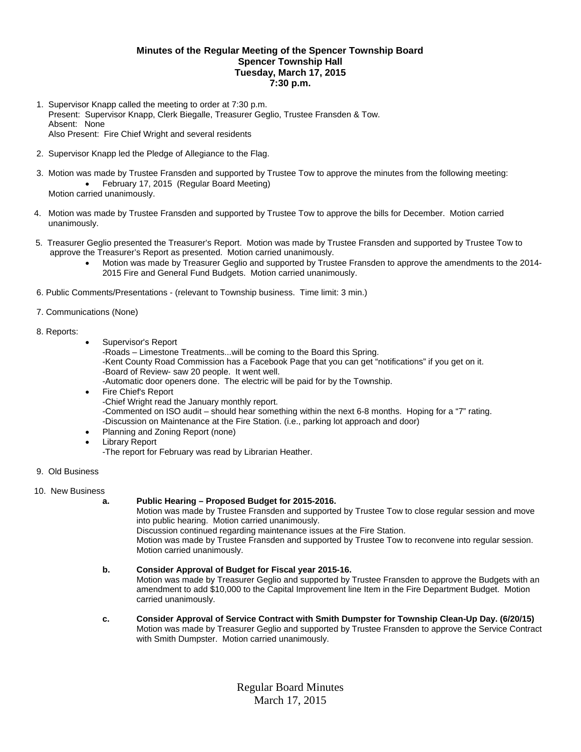**Minutes of the Regular Meeting of the Spencer Township Board**
**Spencer Township Hall**
**Tuesday, March 17, 2015**
**7:30 p.m.**

1. Supervisor Knapp called the meeting to order at 7:30 p.m.
   Present: Supervisor Knapp, Clerk Biegalle, Treasurer Geglio, Trustee Fransden & Tow.
   Absent: None
   Also Present: Fire Chief Wright and several residents

2. Supervisor Knapp led the Pledge of Allegiance to the Flag.

3. Motion was made by Trustee Fransden and supported by Trustee Tow to approve the minutes from the following meeting:
   - February 17, 2015 (Regular Board Meeting)

   Motion carried unanimously.

4. Motion was made by Trustee Fransden and supported by Trustee Tow to approve the bills for December. Motion carried unanimously.

5. Treasurer Geglio presented the Treasurer's Report. Motion was made by Trustee Fransden and supported by Trustee Tow to approve the Treasurer's Report as presented. Motion carried unanimously.
   - Motion was made by Treasurer Geglio and supported by Trustee Fransden to approve the amendments to the 2014-2015 Fire and General Fund Budgets. Motion carried unanimously.

6. Public Comments/Presentations - (relevant to Township business. Time limit: 3 min.)

7. Communications (None)

8. Reports:
   - Supervisor's Report
     -Roads – Limestone Treatments...will be coming to the Board this Spring.
     -Kent County Road Commission has a Facebook Page that you can get "notifications" if you get on it.
     -Board of Review- saw 20 people. It went well.
     -Automatic door openers done. The electric will be paid for by the Township.
   - Fire Chief's Report
     -Chief Wright read the January monthly report.
     -Commented on ISO audit – should hear something within the next 6-8 months. Hoping for a "7" rating.
     -Discussion on Maintenance at the Fire Station. (i.e., parking lot approach and door)
   - Planning and Zoning Report (none)
   - Library Report
     -The report for February was read by Librarian Heather.

9. Old Business

10. New Business

    **a. Public Hearing – Proposed Budget for 2015-2016.**
    Motion was made by Trustee Fransden and supported by Trustee Tow to close regular session and move into public hearing. Motion carried unanimously.
    Discussion continued regarding maintenance issues at the Fire Station.
    Motion was made by Trustee Fransden and supported by Trustee Tow to reconvene into regular session. Motion carried unanimously.

    **b. Consider Approval of Budget for Fiscal year 2015-16.**
    Motion was made by Treasurer Geglio and supported by Trustee Fransden to approve the Budgets with an amendment to add $10,000 to the Capital Improvement line Item in the Fire Department Budget. Motion carried unanimously.

    **c. Consider Approval of Service Contract with Smith Dumpster for Township Clean-Up Day. (6/20/15)**
    Motion was made by Treasurer Geglio and supported by Trustee Fransden to approve the Service Contract with Smith Dumpster. Motion carried unanimously.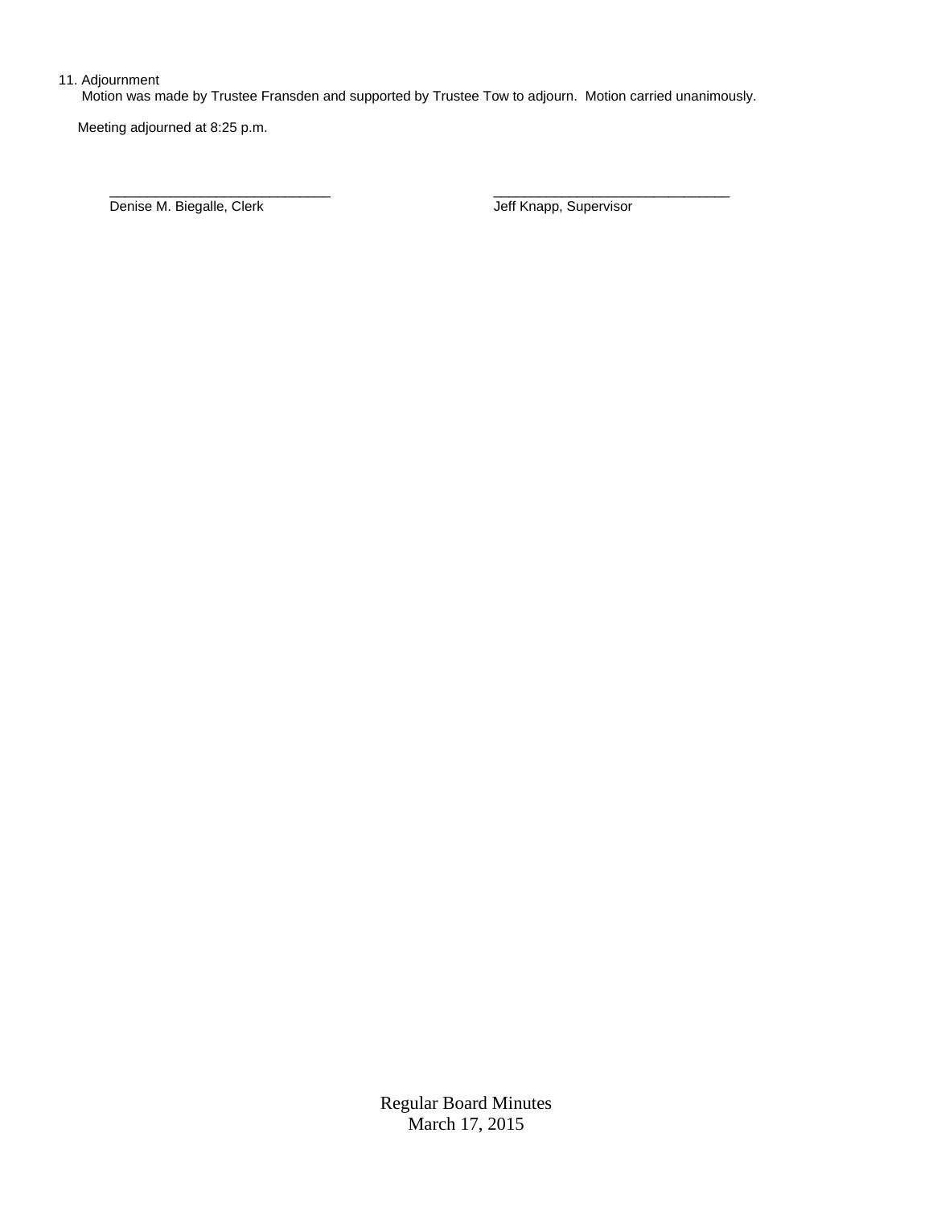11. Adjournment

Motion was made by Trustee Fransden and supported by Trustee Tow to adjourn. Motion carried unanimously.

Meeting adjourned at 8:25 p.m.

_____________________________ Denise M. Biegalle, Clerk

_______________________________ Jeff Knapp, Supervisor